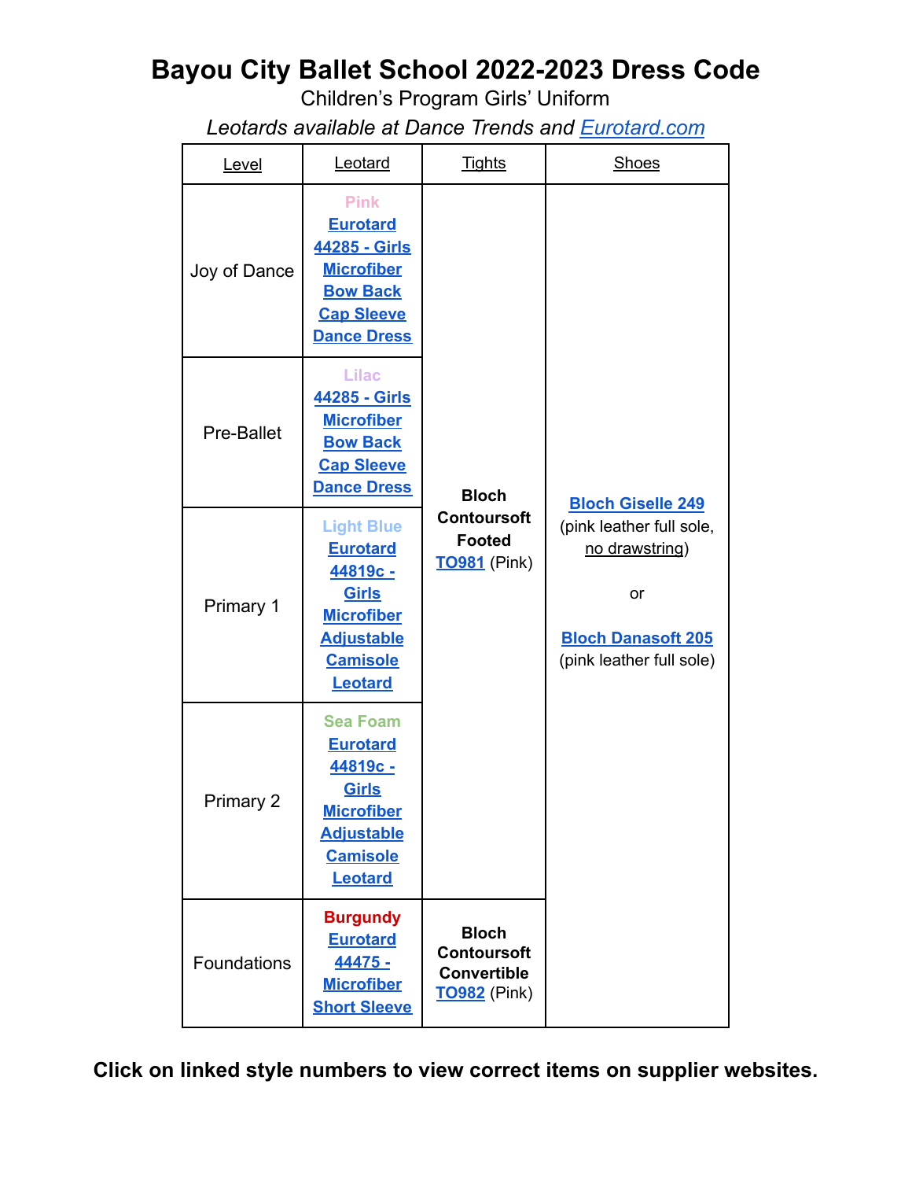# Bayou City Ballet School 2022-2023 Dress Code

Children's Program Girls' Uniform

*Leotards available at Dance Trends and Eurotard.com*

| Level | Leotard | Tights | Shoes |
|---|---|---|---|
| Joy of Dance | Pink Eurotard 44285 - Girls Microfiber Bow Back Cap Sleeve Dance Dress | **Bloch Contoursoft Footed** TO981 (Pink) | **Bloch Giselle 249** (pink leather full sole, no drawstring) or **Bloch Danasoft 205** (pink leather full sole) |
| Pre-Ballet | Lilac 44285 - Girls Microfiber Bow Back Cap Sleeve Dance Dress | | |
| Primary 1 | Light Blue Eurotard 44819c - Girls Microfiber Adjustable Camisole Leotard | | |
| Primary 2 | Sea Foam Eurotard 44819c - Girls Microfiber Adjustable Camisole Leotard | | |
| Foundations | Burgundy Eurotard 44475 - Microfiber Short Sleeve | **Bloch Contoursoft Convertible** TO982 (Pink) | |

**Click on linked style numbers to view correct items on supplier websites.**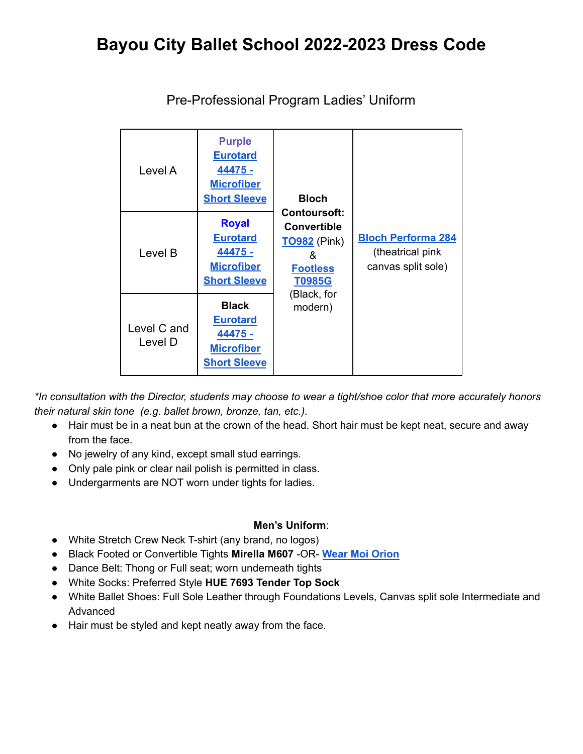# Bayou City Ballet School 2022-2023 Dress Code

## Pre-Professional Program Ladies' Uniform

| | | | |
|---|---|---|---|
| Level A | **Purple** **Eurotard 44475 - Microfiber Short Sleeve** | **Bloch Contoursoft: Convertible** **TO982** (Pink) & **Footless T0985G** (Black, for modern) | **Bloch Performa 284** (theatrical pink canvas split sole) |
| Level B | **Royal** **Eurotard 44475 - Microfiber Short Sleeve** | | |
| Level C and Level D | **Black** **Eurotard 44475 - Microfiber Short Sleeve** | | |

*\*In consultation with the Director, students may choose to wear a tight/shoe color that more accurately honors their natural skin tone (e.g. ballet brown, bronze, tan, etc.).*

- Hair must be in a neat bun at the crown of the head. Short hair must be kept neat, secure and away from the face.
- No jewelry of any kind, except small stud earrings.
- Only pale pink or clear nail polish is permitted in class.
- Undergarments are NOT worn under tights for ladies.

**Men's Uniform**:

- White Stretch Crew Neck T-shirt (any brand, no logos)
- Black Footed or Convertible Tights **Mirella M607** -OR- **Wear Moi Orion**
- Dance Belt: Thong or Full seat; worn underneath tights
- White Socks: Preferred Style **HUE 7693 Tender Top Sock**
- White Ballet Shoes: Full Sole Leather through Foundations Levels, Canvas split sole Intermediate and Advanced
- Hair must be styled and kept neatly away from the face.